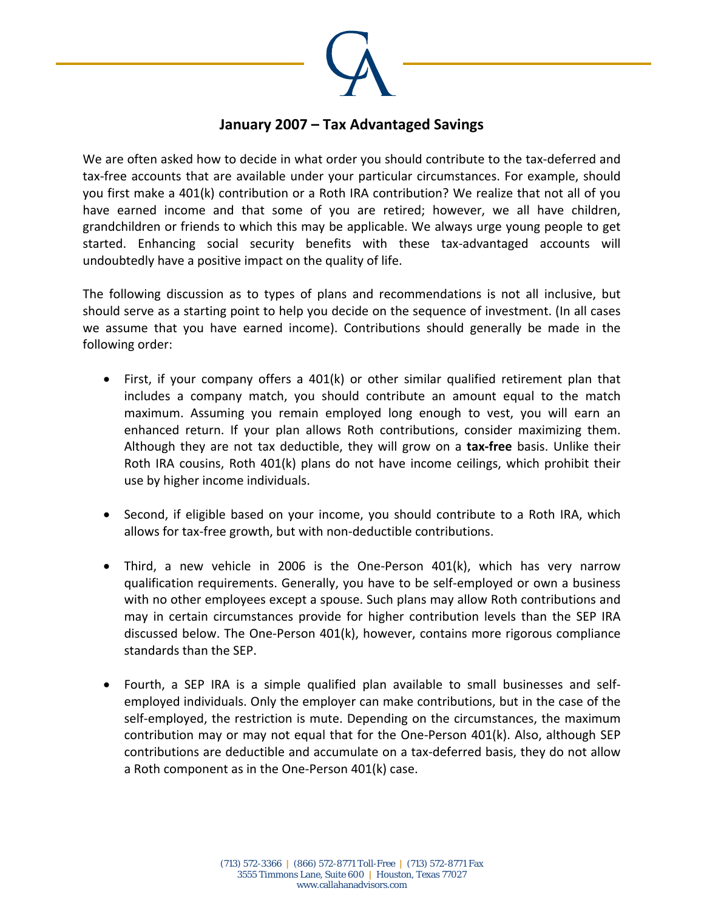# January 2007 – Tax Advantaged Savings

We are often asked how to decide in what order you should contribute to the tax-deferred and tax-free accounts that are available under your particular circumstances. For example, should you first make a 401(k) contribution or a Roth IRA contribution? We realize that not all of you have earned income and that some of you are retired; however, we all have children, grandchildren or friends to which this may be applicable. We always urge young people to get started. Enhancing social security benefits with these tax-advantaged accounts will undoubtedly have a positive impact on the quality of life.

The following discussion as to types of plans and recommendations is not all inclusive, but should serve as a starting point to help you decide on the sequence of investment. (In all cases we assume that you have earned income). Contributions should generally be made in the following order:

- First, if your company offers a 401(k) or other similar qualified retirement plan that includes a company match, you should contribute an amount equal to the match maximum. Assuming you remain employed long enough to vest, you will earn an enhanced return. If your plan allows Roth contributions, consider maximizing them. Although they are not tax deductible, they will grow on a **tax-free** basis. Unlike their Roth IRA cousins, Roth 401(k) plans do not have income ceilings, which prohibit their use by higher income individuals.

- Second, if eligible based on your income, you should contribute to a Roth IRA, which allows for tax-free growth, but with non-deductible contributions.

- Third, a new vehicle in 2006 is the One-Person 401(k), which has very narrow qualification requirements. Generally, you have to be self-employed or own a business with no other employees except a spouse. Such plans may allow Roth contributions and may in certain circumstances provide for higher contribution levels than the SEP IRA discussed below. The One-Person 401(k), however, contains more rigorous compliance standards than the SEP.

- Fourth, a SEP IRA is a simple qualified plan available to small businesses and self-employed individuals. Only the employer can make contributions, but in the case of the self-employed, the restriction is mute. Depending on the circumstances, the maximum contribution may or may not equal that for the One-Person 401(k). Also, although SEP contributions are deductible and accumulate on a tax-deferred basis, they do not allow a Roth component as in the One-Person 401(k) case.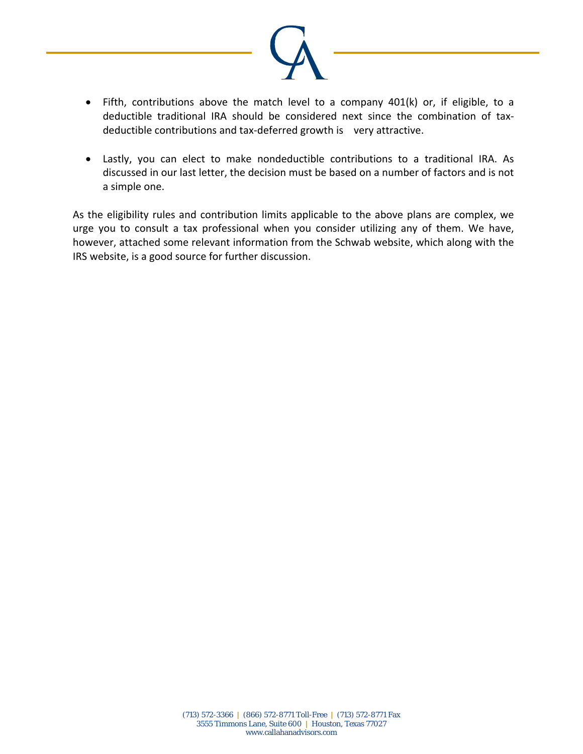- Fifth, contributions above the match level to a company 401(k) or, if eligible, to a deductible traditional IRA should be considered next since the combination of tax-deductible contributions and tax-deferred growth is very attractive.

- Lastly, you can elect to make nondeductible contributions to a traditional IRA. As discussed in our last letter, the decision must be based on a number of factors and is not a simple one.

As the eligibility rules and contribution limits applicable to the above plans are complex, we urge you to consult a tax professional when you consider utilizing any of them. We have, however, attached some relevant information from the Schwab website, which along with the IRS website, is a good source for further discussion.